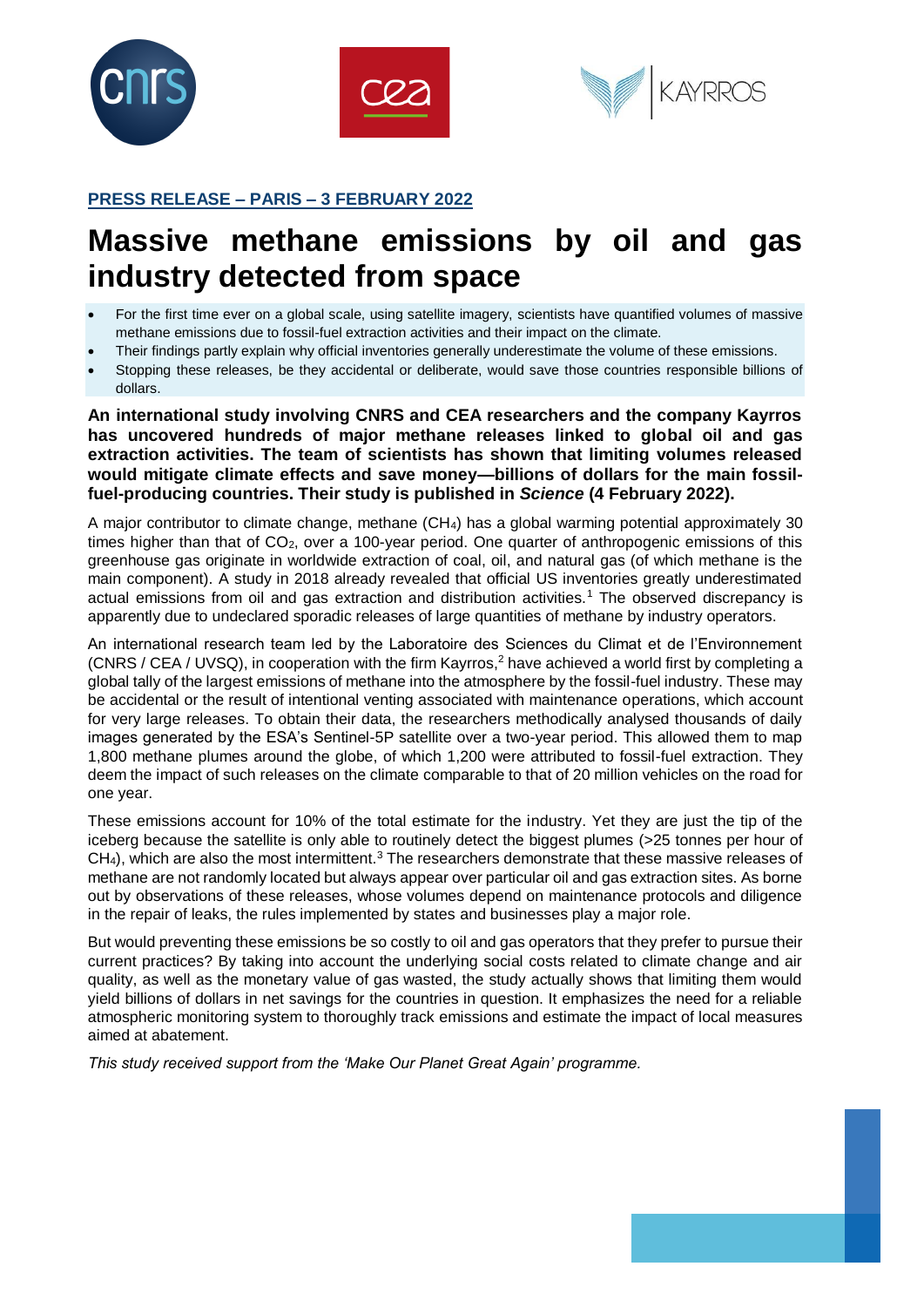**PRESS RELEASE – PARIS – 3 FEBRUARY 2022**

# Massive methane emissions by oil and gas industry detected from space

- For the first time ever on a global scale, using satellite imagery, scientists have quantified volumes of massive methane emissions due to fossil-fuel extraction activities and their impact on the climate.
- Their findings partly explain why official inventories generally underestimate the volume of these emissions.
- Stopping these releases, be they accidental or deliberate, would save those countries responsible billions of dollars.

**An international study involving CNRS and CEA researchers and the company Kayrros has uncovered hundreds of major methane releases linked to global oil and gas extraction activities. The team of scientists has shown that limiting volumes released would mitigate climate effects and save money—billions of dollars for the main fossil-fuel-producing countries. Their study is published in *Science* (4 February 2022).**

A major contributor to climate change, methane ($CH_4$) has a global warming potential approximately 30 times higher than that of $CO_2$, over a 100-year period. One quarter of anthropogenic emissions of this greenhouse gas originate in worldwide extraction of coal, oil, and natural gas (of which methane is the main component). A study in 2018 already revealed that official US inventories greatly underestimated actual emissions from oil and gas extraction and distribution activities.[1] The observed discrepancy is apparently due to undeclared sporadic releases of large quantities of methane by industry operators.

An international research team led by the Laboratoire des Sciences du Climat et de l'Environnement (CNRS / CEA / UVSQ), in cooperation with the firm Kayrros,[2] have achieved a world first by completing a global tally of the largest emissions of methane into the atmosphere by the fossil-fuel industry. These may be accidental or the result of intentional venting associated with maintenance operations, which account for very large releases. To obtain their data, the researchers methodically analysed thousands of daily images generated by the ESA's Sentinel-5P satellite over a two-year period. This allowed them to map 1,800 methane plumes around the globe, of which 1,200 were attributed to fossil-fuel extraction. They deem the impact of such releases on the climate comparable to that of 20 million vehicles on the road for one year.

These emissions account for 10% of the total estimate for the industry. Yet they are just the tip of the iceberg because the satellite is only able to routinely detect the biggest plumes (>25 tonnes per hour of $CH_4$), which are also the most intermittent.[3] The researchers demonstrate that these massive releases of methane are not randomly located but always appear over particular oil and gas extraction sites. As borne out by observations of these releases, whose volumes depend on maintenance protocols and diligence in the repair of leaks, the rules implemented by states and businesses play a major role.

But would preventing these emissions be so costly to oil and gas operators that they prefer to pursue their current practices? By taking into account the underlying social costs related to climate change and air quality, as well as the monetary value of gas wasted, the study actually shows that limiting them would yield billions of dollars in net savings for the countries in question. It emphasizes the need for a reliable atmospheric monitoring system to thoroughly track emissions and estimate the impact of local measures aimed at abatement.

*This study received support from the 'Make Our Planet Great Again' programme.*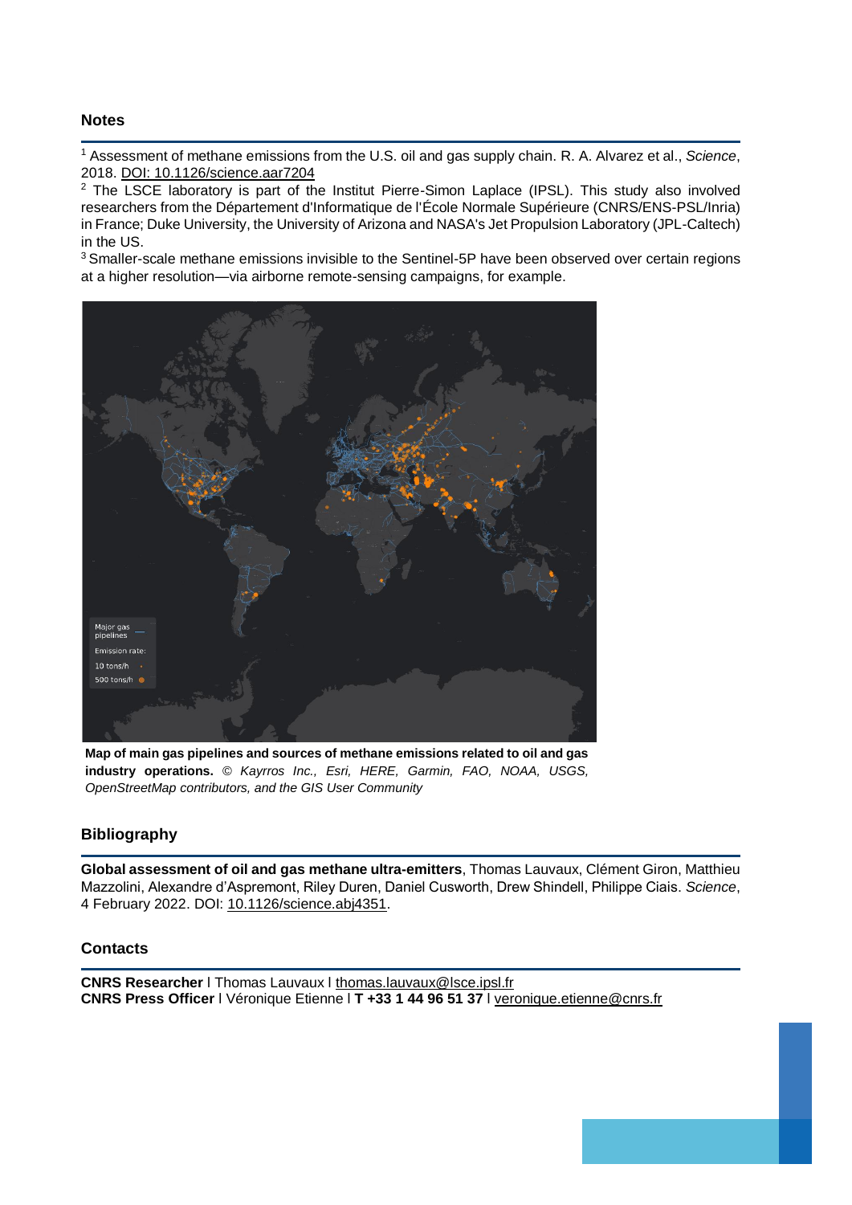## Notes

[1] Assessment of methane emissions from the U.S. oil and gas supply chain. R. A. Alvarez et al., *Science*, 2018. DOI: 10.1126/science.aar7204

[2] The LSCE laboratory is part of the Institut Pierre-Simon Laplace (IPSL). This study also involved researchers from the Département d'Informatique de l'École Normale Supérieure (CNRS/ENS-PSL/Inria) in France; Duke University, the University of Arizona and NASA's Jet Propulsion Laboratory (JPL-Caltech) in the US.

[3] Smaller-scale methane emissions invisible to the Sentinel-5P have been observed over certain regions at a higher resolution—via airborne remote-sensing campaigns, for example.

Major gas pipelines
Emission rate:
10 tons/h
500 tons/h

**Map of main gas pipelines and sources of methane emissions related to oil and gas industry operations.** *© Kayrros Inc., Esri, HERE, Garmin, FAO, NOAA, USGS, OpenStreetMap contributors, and the GIS User Community*

## Bibliography

**Global assessment of oil and gas methane ultra-emitters**, Thomas Lauvaux, Clément Giron, Matthieu Mazzolini, Alexandre d'Aspremont, Riley Duren, Daniel Cusworth, Drew Shindell, Philippe Ciais. *Science*, 4 February 2022. DOI: 10.1126/science.abj4351.

## Contacts

**CNRS Researcher** l Thomas Lauvaux l thomas.lauvaux@lsce.ipsl.fr
**CNRS Press Officer** l Véronique Etienne l **T +33 1 44 96 51 37** l veronique.etienne@cnrs.fr